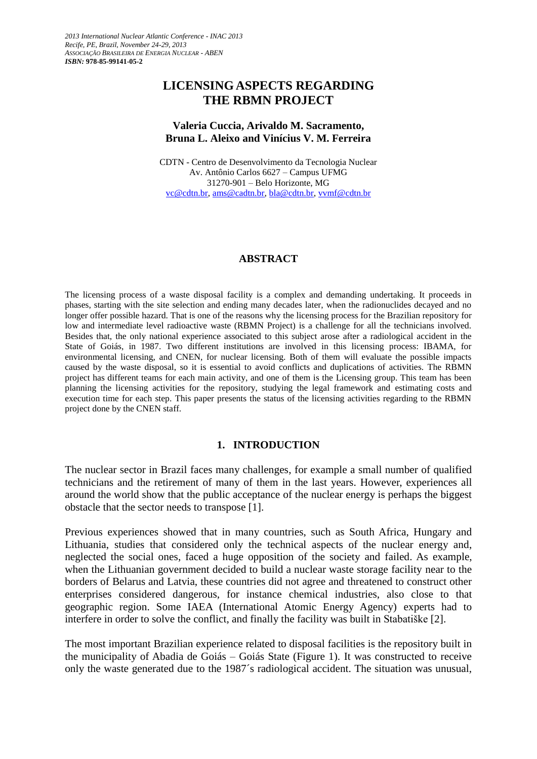*2013 International Nuclear Atlantic Conference - INAC 2013*
*Recife, PE, Brazil, November 24-29, 2013*
*ASSOCIAÇÃO BRASILEIRA DE ENERGIA NUCLEAR - ABEN*
***ISBN:* 978-85-99141-05-2**

# LICENSING ASPECTS REGARDING THE RBMN PROJECT

**Valeria Cuccia, Arivaldo M. Sacramento, Bruna L. Aleixo and Vinícius V. M. Ferreira**

CDTN - Centro de Desenvolvimento da Tecnologia Nuclear
Av. Antônio Carlos 6627 – Campus UFMG
31270-901 – Belo Horizonte, MG
vc@cdtn.br, ams@cadtn.br, bla@cdtn.br, vvmf@cdtn.br

## ABSTRACT

The licensing process of a waste disposal facility is a complex and demanding undertaking. It proceeds in phases, starting with the site selection and ending many decades later, when the radionuclides decayed and no longer offer possible hazard. That is one of the reasons why the licensing process for the Brazilian repository for low and intermediate level radioactive waste (RBMN Project) is a challenge for all the technicians involved. Besides that, the only national experience associated to this subject arose after a radiological accident in the State of Goiás, in 1987. Two different institutions are involved in this licensing process: IBAMA, for environmental licensing, and CNEN, for nuclear licensing. Both of them will evaluate the possible impacts caused by the waste disposal, so it is essential to avoid conflicts and duplications of activities. The RBMN project has different teams for each main activity, and one of them is the Licensing group. This team has been planning the licensing activities for the repository, studying the legal framework and estimating costs and execution time for each step. This paper presents the status of the licensing activities regarding to the RBMN project done by the CNEN staff.

## 1. INTRODUCTION

The nuclear sector in Brazil faces many challenges, for example a small number of qualified technicians and the retirement of many of them in the last years. However, experiences all around the world show that the public acceptance of the nuclear energy is perhaps the biggest obstacle that the sector needs to transpose [1].

Previous experiences showed that in many countries, such as South Africa, Hungary and Lithuania, studies that considered only the technical aspects of the nuclear energy and, neglected the social ones, faced a huge opposition of the society and failed. As example, when the Lithuanian government decided to build a nuclear waste storage facility near to the borders of Belarus and Latvia, these countries did not agree and threatened to construct other enterprises considered dangerous, for instance chemical industries, also close to that geographic region. Some IAEA (International Atomic Energy Agency) experts had to interfere in order to solve the conflict, and finally the facility was built in Stabatiške [2].

The most important Brazilian experience related to disposal facilities is the repository built in the municipality of Abadia de Goiás – Goiás State (Figure 1). It was constructed to receive only the waste generated due to the 1987´s radiological accident. The situation was unusual,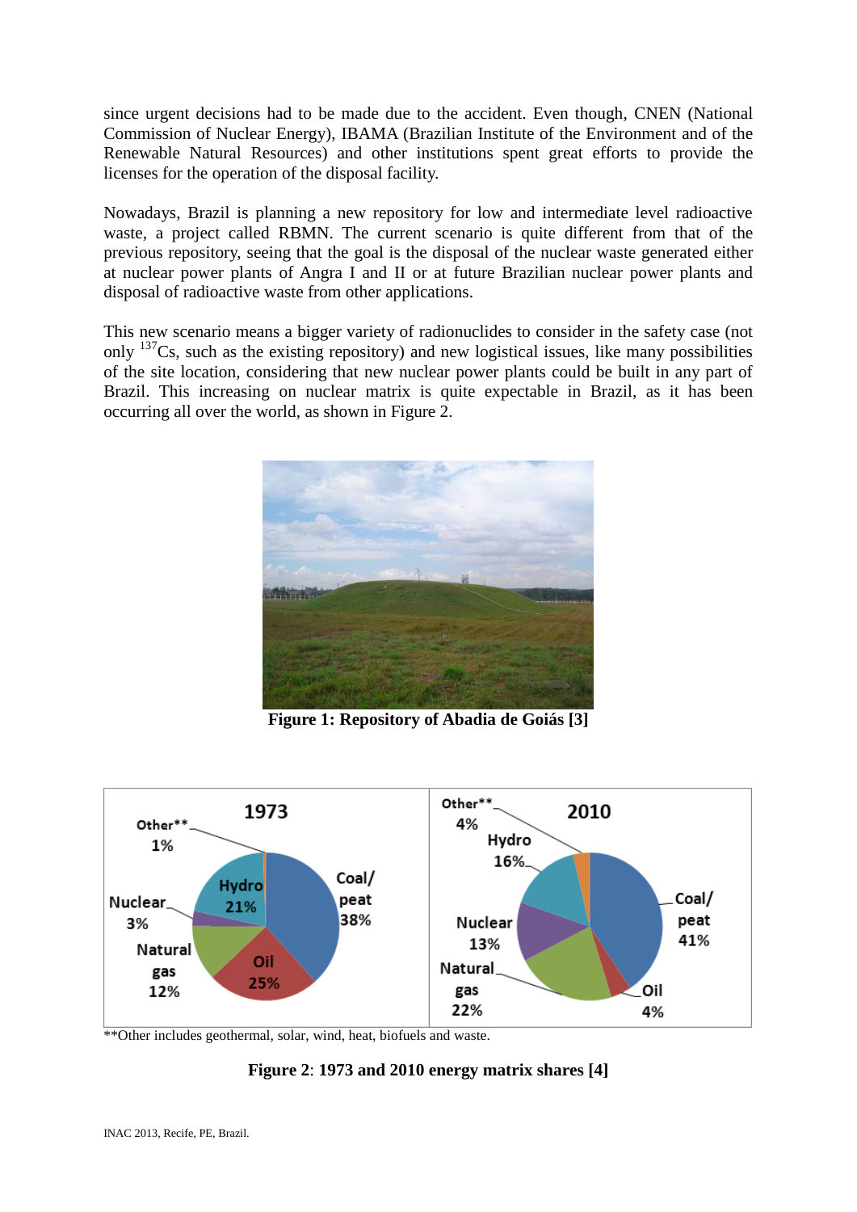since urgent decisions had to be made due to the accident. Even though, CNEN (National Commission of Nuclear Energy), IBAMA (Brazilian Institute of the Environment and of the Renewable Natural Resources) and other institutions spent great efforts to provide the licenses for the operation of the disposal facility.

Nowadays, Brazil is planning a new repository for low and intermediate level radioactive waste, a project called RBMN. The current scenario is quite different from that of the previous repository, seeing that the goal is the disposal of the nuclear waste generated either at nuclear power plants of Angra I and II or at future Brazilian nuclear power plants and disposal of radioactive waste from other applications.

This new scenario means a bigger variety of radionuclides to consider in the safety case (not only $^{137}$Cs, such as the existing repository) and new logistical issues, like many possibilities of the site location, considering that new nuclear power plants could be built in any part of Brazil. This increasing on nuclear matrix is quite expectable in Brazil, as it has been occurring all over the world, as shown in Figure 2.

**Figure 1: Repository of Abadia de Goiás [3]**

**Other includes geothermal, solar, wind, heat, biofuels and waste.

**Figure 2**: **1973 and 2010 energy matrix shares [4]**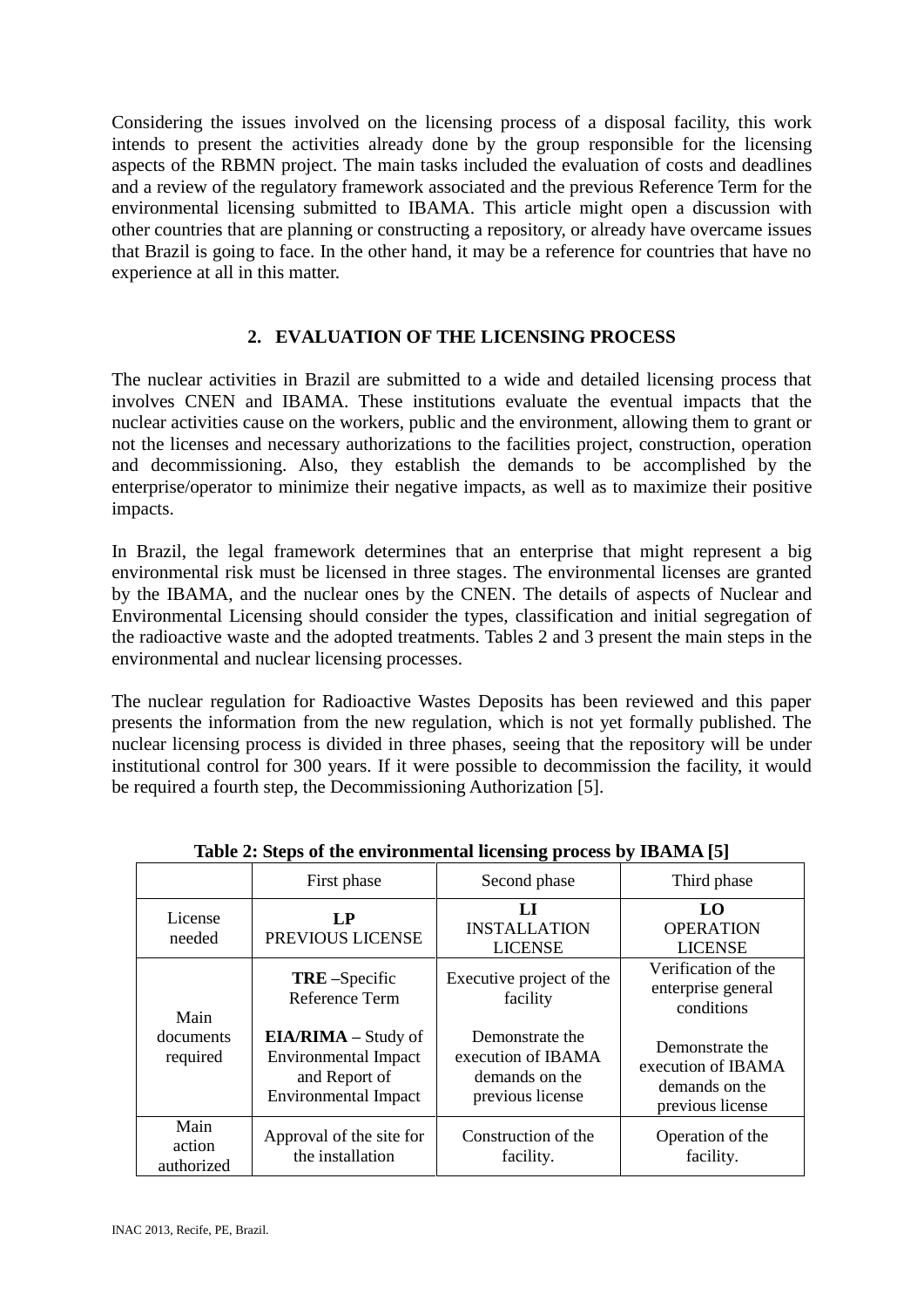Considering the issues involved on the licensing process of a disposal facility, this work intends to present the activities already done by the group responsible for the licensing aspects of the RBMN project. The main tasks included the evaluation of costs and deadlines and a review of the regulatory framework associated and the previous Reference Term for the environmental licensing submitted to IBAMA. This article might open a discussion with other countries that are planning or constructing a repository, or already have overcame issues that Brazil is going to face. In the other hand, it may be a reference for countries that have no experience at all in this matter.

## 2. EVALUATION OF THE LICENSING PROCESS

The nuclear activities in Brazil are submitted to a wide and detailed licensing process that involves CNEN and IBAMA. These institutions evaluate the eventual impacts that the nuclear activities cause on the workers, public and the environment, allowing them to grant or not the licenses and necessary authorizations to the facilities project, construction, operation and decommissioning. Also, they establish the demands to be accomplished by the enterprise/operator to minimize their negative impacts, as well as to maximize their positive impacts.

In Brazil, the legal framework determines that an enterprise that might represent a big environmental risk must be licensed in three stages. The environmental licenses are granted by the IBAMA, and the nuclear ones by the CNEN. The details of aspects of Nuclear and Environmental Licensing should consider the types, classification and initial segregation of the radioactive waste and the adopted treatments. Tables 2 and 3 present the main steps in the environmental and nuclear licensing processes.

The nuclear regulation for Radioactive Wastes Deposits has been reviewed and this paper presents the information from the new regulation, which is not yet formally published. The nuclear licensing process is divided in three phases, seeing that the repository will be under institutional control for 300 years. If it were possible to decommission the facility, it would be required a fourth step, the Decommissioning Authorization [5].

**Table 2: Steps of the environmental licensing process by IBAMA [5]**

| | First phase | Second phase | Third phase |
|---|---|---|---|
| License needed | **LP** PREVIOUS LICENSE | **LI** INSTALLATION LICENSE | **LO** OPERATION LICENSE |
| Main documents required | **TRE** –Specific Reference Term<br><br>**EIA/RIMA** – Study of Environmental Impact and Report of Environmental Impact | Executive project of the facility<br><br>Demonstrate the execution of IBAMA demands on the previous license | Verification of the enterprise general conditions<br><br>Demonstrate the execution of IBAMA demands on the previous license |
| Main action authorized | Approval of the site for the installation | Construction of the facility. | Operation of the facility. |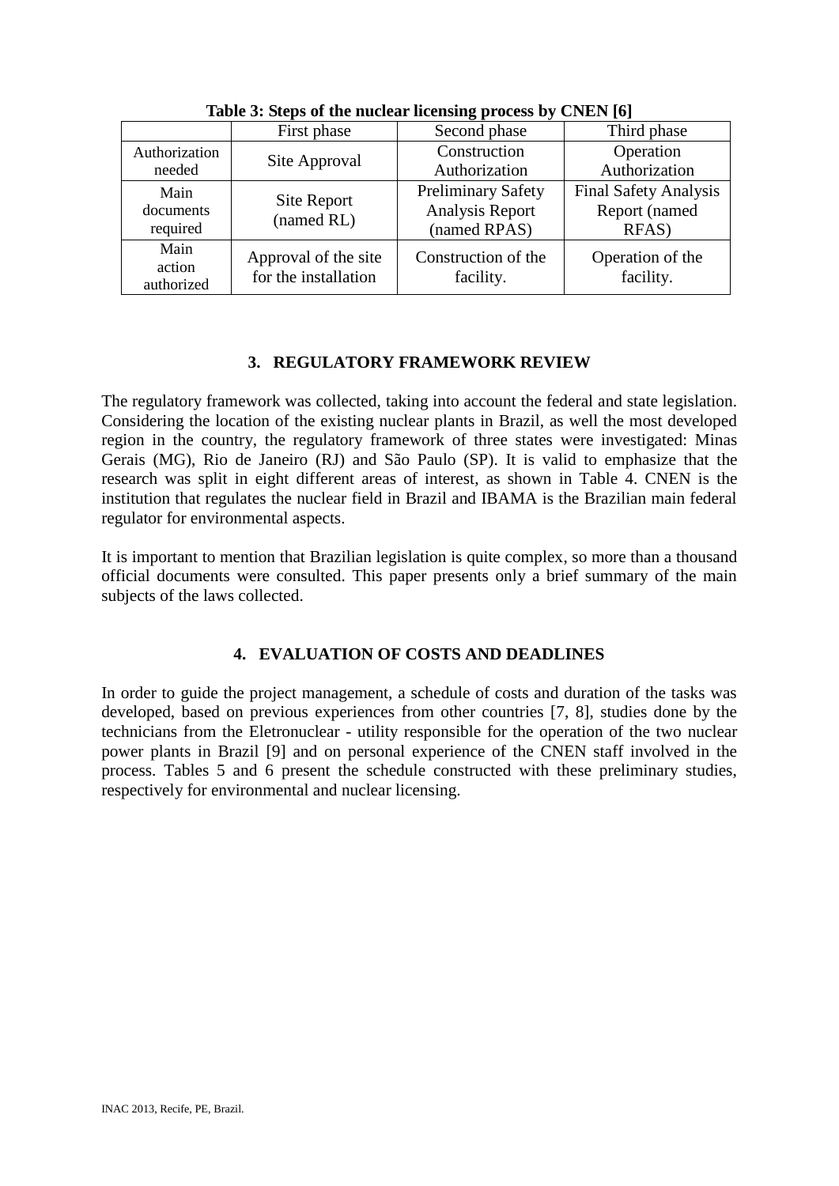**Table 3: Steps of the nuclear licensing process by CNEN [6]**

| | First phase | Second phase | Third phase |
|---|---|---|---|
| Authorization needed | Site Approval | Construction Authorization | Operation Authorization |
| Main documents required | Site Report (named RL) | Preliminary Safety Analysis Report (named RPAS) | Final Safety Analysis Report (named RFAS) |
| Main action authorized | Approval of the site for the installation | Construction of the facility. | Operation of the facility. |

## 3. REGULATORY FRAMEWORK REVIEW

The regulatory framework was collected, taking into account the federal and state legislation. Considering the location of the existing nuclear plants in Brazil, as well the most developed region in the country, the regulatory framework of three states were investigated: Minas Gerais (MG), Rio de Janeiro (RJ) and São Paulo (SP). It is valid to emphasize that the research was split in eight different areas of interest, as shown in Table 4. CNEN is the institution that regulates the nuclear field in Brazil and IBAMA is the Brazilian main federal regulator for environmental aspects.

It is important to mention that Brazilian legislation is quite complex, so more than a thousand official documents were consulted. This paper presents only a brief summary of the main subjects of the laws collected.

## 4. EVALUATION OF COSTS AND DEADLINES

In order to guide the project management, a schedule of costs and duration of the tasks was developed, based on previous experiences from other countries [7, 8], studies done by the technicians from the Eletronuclear - utility responsible for the operation of the two nuclear power plants in Brazil [9] and on personal experience of the CNEN staff involved in the process. Tables 5 and 6 present the schedule constructed with these preliminary studies, respectively for environmental and nuclear licensing.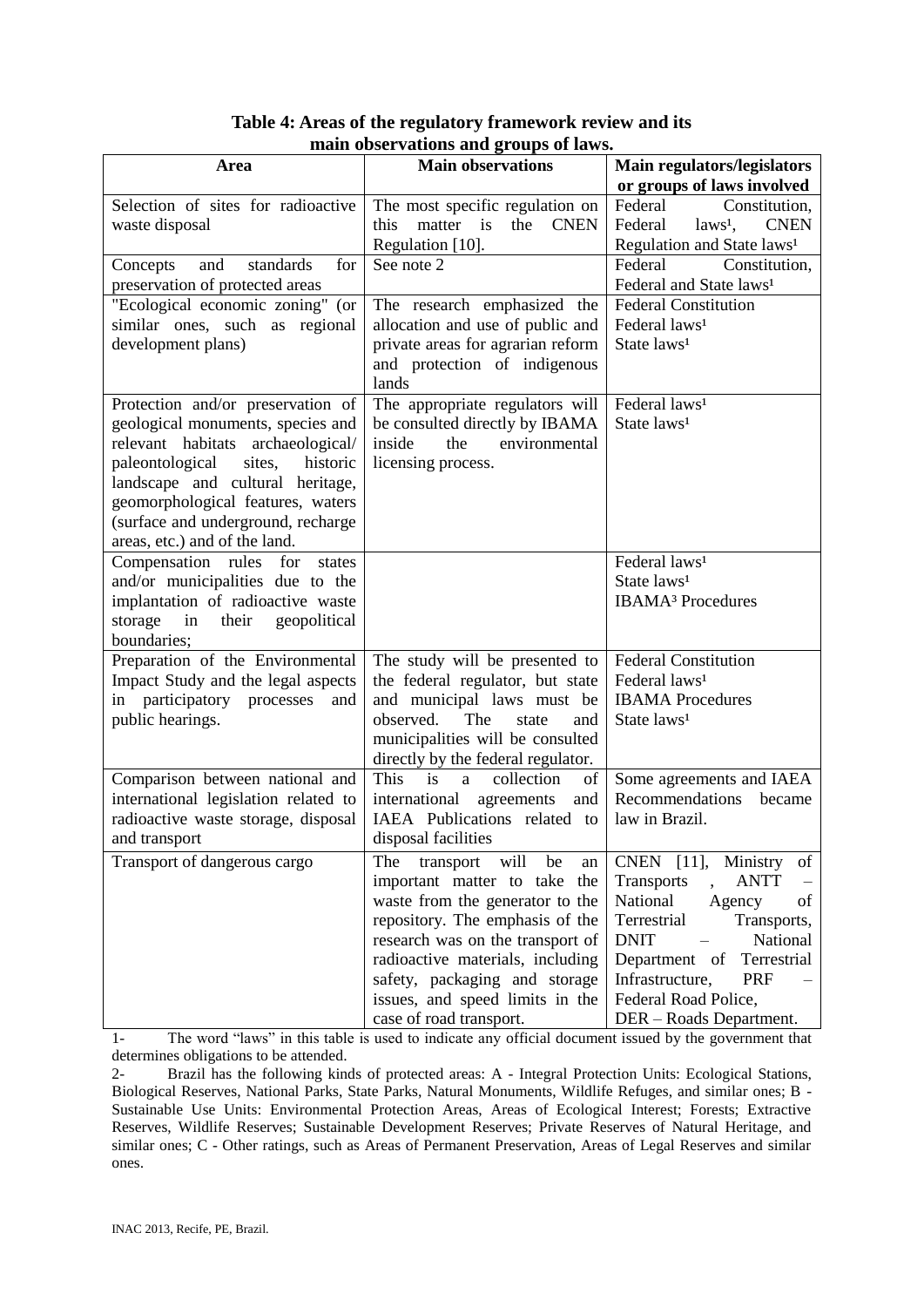**Table 4: Areas of the regulatory framework review and its main observations and groups of laws.**

| Area | Main observations | Main regulators/legislators or groups of laws involved |
|---|---|---|
| Selection of sites for radioactive waste disposal | The most specific regulation on this matter is the CNEN Regulation [10]. | Federal Constitution, Federal laws[1], CNEN Regulation and State laws[1] |
| Concepts and standards for preservation of protected areas | See note 2 | Federal Constitution, Federal and State laws[1] |
| "Ecological economic zoning" (or similar ones, such as regional development plans) | The research emphasized the allocation and use of public and private areas for agrarian reform and protection of indigenous lands | Federal Constitution<br>Federal laws[1]<br>State laws[1] |
| Protection and/or preservation of geological monuments, species and relevant habitats archaeological/ paleontological sites, historic landscape and cultural heritage, geomorphological features, waters (surface and underground, recharge areas, etc.) and of the land. | The appropriate regulators will be consulted directly by IBAMA inside the environmental licensing process. | Federal laws[1]<br>State laws[1] |
| Compensation rules for states and/or municipalities due to the implantation of radioactive waste storage in their geopolitical boundaries; | | Federal laws[1]<br>State laws[1]<br>IBAMA[3] Procedures |
| Preparation of the Environmental Impact Study and the legal aspects in participatory processes and public hearings. | The study will be presented to the federal regulator, but state and municipal laws must be observed. The state and municipalities will be consulted directly by the federal regulator. | Federal Constitution<br>Federal laws[1]<br>IBAMA Procedures<br>State laws[1] |
| Comparison between national and international legislation related to radioactive waste storage, disposal and transport | This is a collection of international agreements and IAEA Publications related to disposal facilities | Some agreements and IAEA Recommendations became law in Brazil. |
| Transport of dangerous cargo | The transport will be an important matter to take the waste from the generator to the repository. The emphasis of the research was on the transport of radioactive materials, including safety, packaging and storage issues, and speed limits in the case of road transport. | CNEN [11], Ministry of Transports , ANTT – National Agency of Terrestrial Transports, DNIT – National Department of Terrestrial Infrastructure, PRF – Federal Road Police, DER – Roads Department. |

1- The word "laws" in this table is used to indicate any official document issued by the government that determines obligations to be attended.

2- Brazil has the following kinds of protected areas: A - Integral Protection Units: Ecological Stations, Biological Reserves, National Parks, State Parks, Natural Monuments, Wildlife Refuges, and similar ones; B - Sustainable Use Units: Environmental Protection Areas, Areas of Ecological Interest; Forests; Extractive Reserves, Wildlife Reserves; Sustainable Development Reserves; Private Reserves of Natural Heritage, and similar ones; C - Other ratings, such as Areas of Permanent Preservation, Areas of Legal Reserves and similar ones.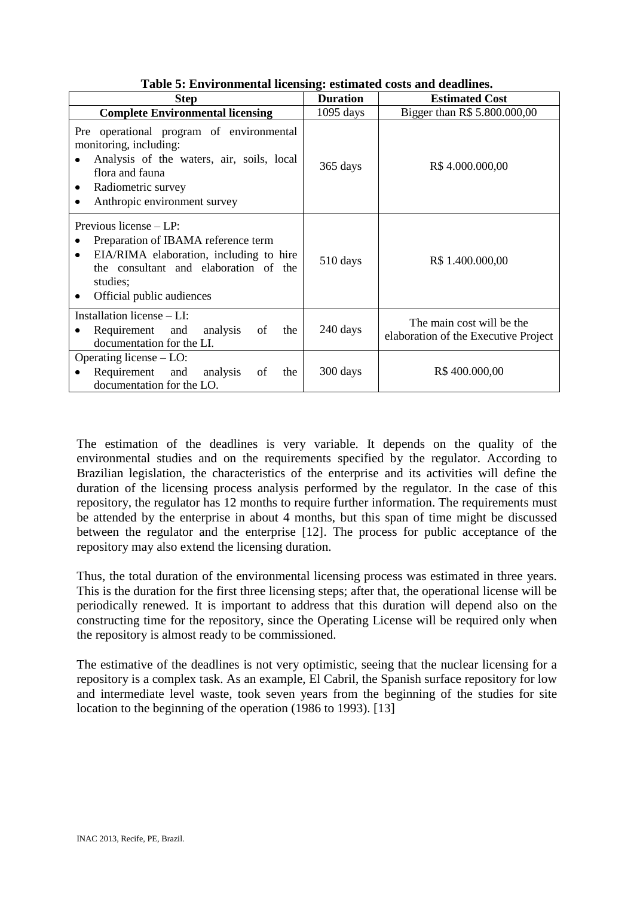**Table 5: Environmental licensing: estimated costs and deadlines.**

| Step | Duration | Estimated Cost |
|---|---|---|
| **Complete Environmental licensing** | 1095 days | Bigger than R$ 5.800.000,00 |
| Pre operational program of environmental monitoring, including: <br>• Analysis of the waters, air, soils, local flora and fauna <br>• Radiometric survey <br>• Anthropic environment survey | 365 days | R$ 4.000.000,00 |
| Previous license – LP: <br>• Preparation of IBAMA reference term <br>• EIA/RIMA elaboration, including to hire the consultant and elaboration of the studies; <br>• Official public audiences | 510 days | R$ 1.400.000,00 |
| Installation license – LI: <br>• Requirement and analysis of the documentation for the LI. | 240 days | The main cost will be the elaboration of the Executive Project |
| Operating license – LO: <br>• Requirement and analysis of the documentation for the LO. | 300 days | R$ 400.000,00 |

The estimation of the deadlines is very variable. It depends on the quality of the environmental studies and on the requirements specified by the regulator. According to Brazilian legislation, the characteristics of the enterprise and its activities will define the duration of the licensing process analysis performed by the regulator. In the case of this repository, the regulator has 12 months to require further information. The requirements must be attended by the enterprise in about 4 months, but this span of time might be discussed between the regulator and the enterprise [12]. The process for public acceptance of the repository may also extend the licensing duration.

Thus, the total duration of the environmental licensing process was estimated in three years. This is the duration for the first three licensing steps; after that, the operational license will be periodically renewed. It is important to address that this duration will depend also on the constructing time for the repository, since the Operating License will be required only when the repository is almost ready to be commissioned.

The estimative of the deadlines is not very optimistic, seeing that the nuclear licensing for a repository is a complex task. As an example, El Cabril, the Spanish surface repository for low and intermediate level waste, took seven years from the beginning of the studies for site location to the beginning of the operation (1986 to 1993). [13]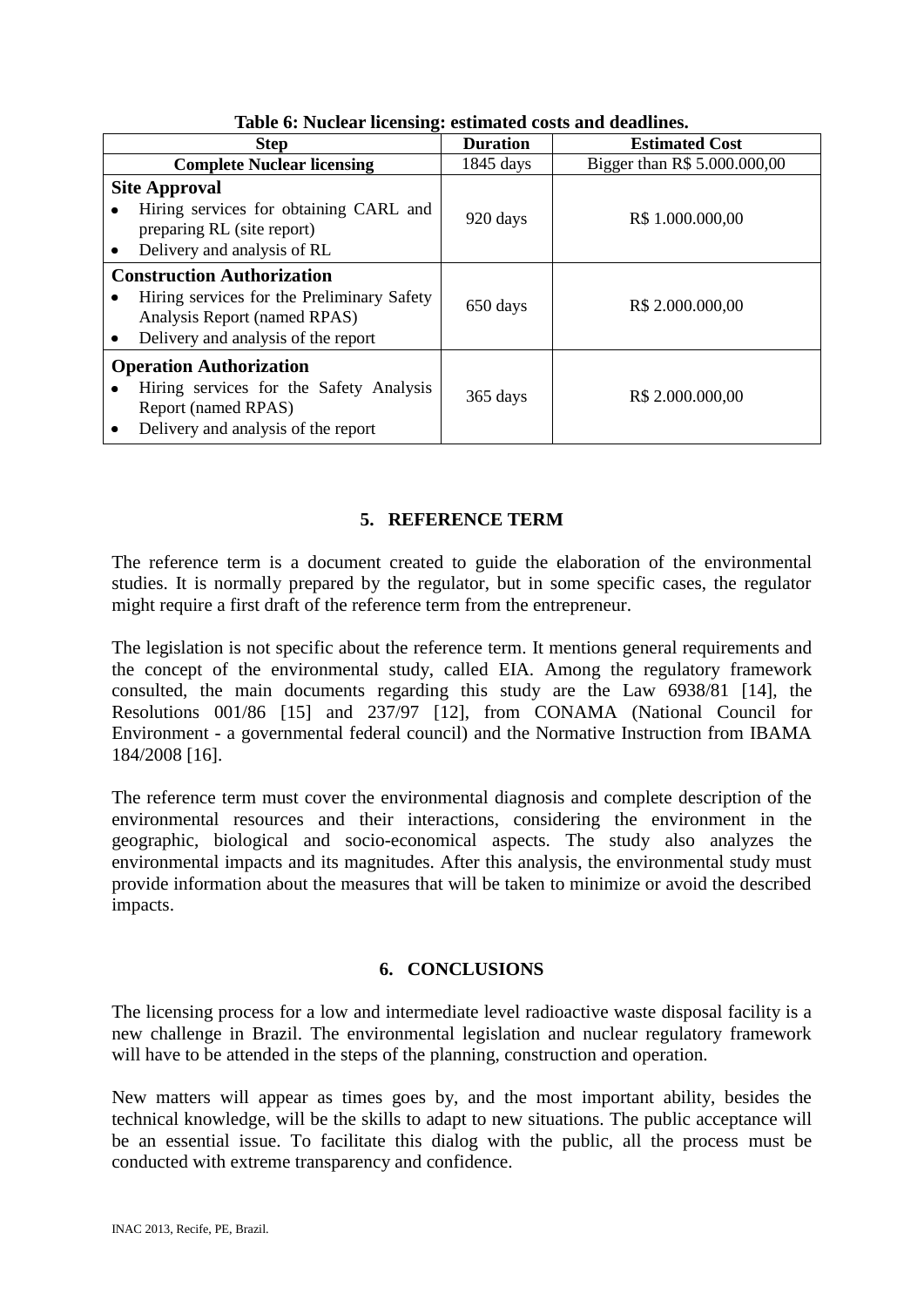**Table 6: Nuclear licensing: estimated costs and deadlines.**

| Step | Duration | Estimated Cost |
|---|---|---|
| **Complete Nuclear licensing** | 1845 days | Bigger than R$ 5.000.000,00 |
| **Site Approval**<br>• Hiring services for obtaining CARL and preparing RL (site report)<br>• Delivery and analysis of RL | 920 days | R$ 1.000.000,00 |
| **Construction Authorization**<br>• Hiring services for the Preliminary Safety Analysis Report (named RPAS)<br>• Delivery and analysis of the report | 650 days | R$ 2.000.000,00 |
| **Operation Authorization**<br>• Hiring services for the Safety Analysis Report (named RPAS)<br>• Delivery and analysis of the report | 365 days | R$ 2.000.000,00 |

## 5. REFERENCE TERM

The reference term is a document created to guide the elaboration of the environmental studies. It is normally prepared by the regulator, but in some specific cases, the regulator might require a first draft of the reference term from the entrepreneur.

The legislation is not specific about the reference term. It mentions general requirements and the concept of the environmental study, called EIA. Among the regulatory framework consulted, the main documents regarding this study are the Law 6938/81 [14], the Resolutions 001/86 [15] and 237/97 [12], from CONAMA (National Council for Environment - a governmental federal council) and the Normative Instruction from IBAMA 184/2008 [16].

The reference term must cover the environmental diagnosis and complete description of the environmental resources and their interactions, considering the environment in the geographic, biological and socio-economical aspects. The study also analyzes the environmental impacts and its magnitudes. After this analysis, the environmental study must provide information about the measures that will be taken to minimize or avoid the described impacts.

## 6. CONCLUSIONS

The licensing process for a low and intermediate level radioactive waste disposal facility is a new challenge in Brazil. The environmental legislation and nuclear regulatory framework will have to be attended in the steps of the planning, construction and operation.

New matters will appear as times goes by, and the most important ability, besides the technical knowledge, will be the skills to adapt to new situations. The public acceptance will be an essential issue. To facilitate this dialog with the public, all the process must be conducted with extreme transparency and confidence.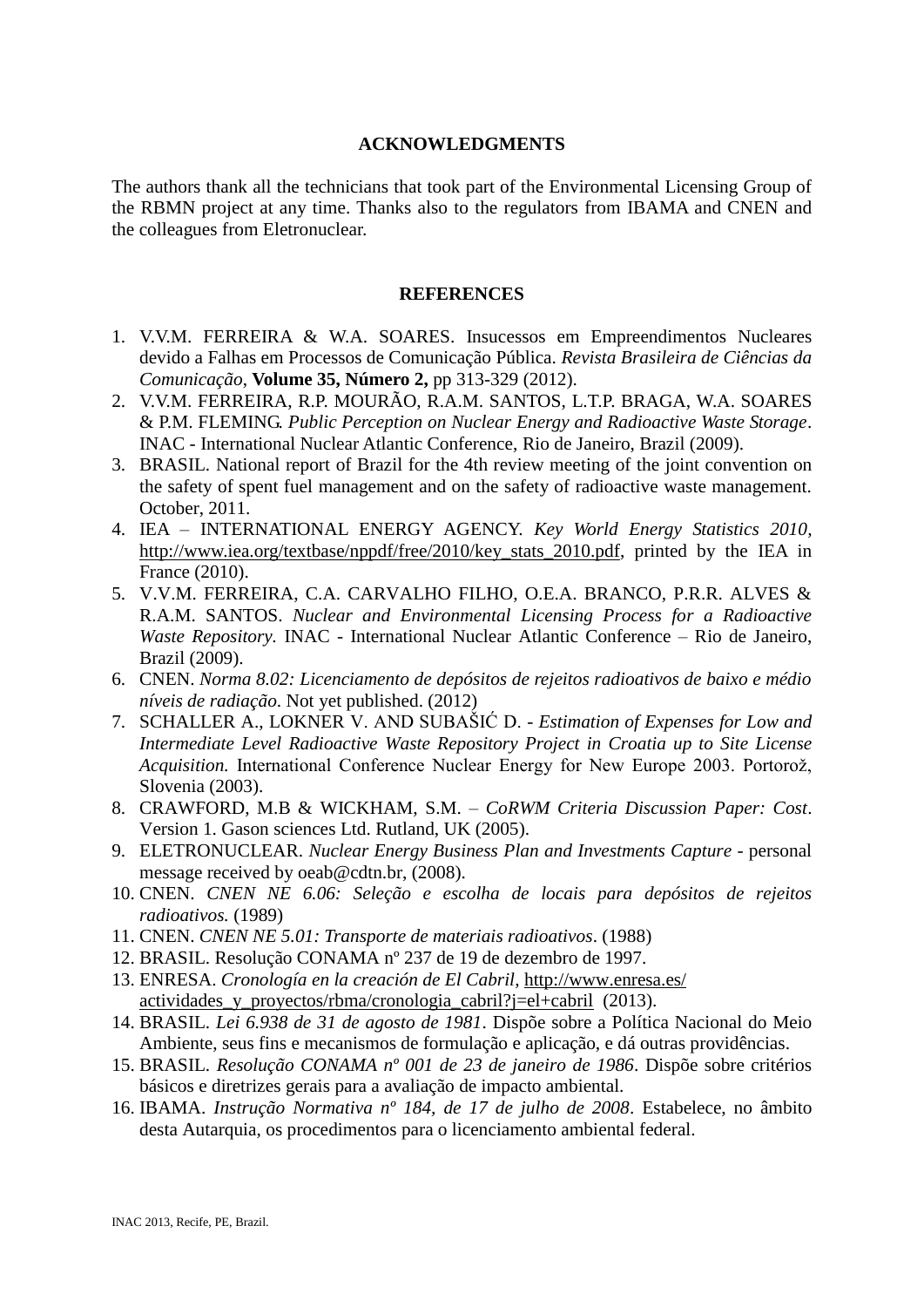## ACKNOWLEDGMENTS

The authors thank all the technicians that took part of the Environmental Licensing Group of the RBMN project at any time. Thanks also to the regulators from IBAMA and CNEN and the colleagues from Eletronuclear.

## REFERENCES

1. V.V.M. FERREIRA & W.A. SOARES. Insucessos em Empreendimentos Nucleares devido a Falhas em Processos de Comunicação Pública. *Revista Brasileira de Ciências da Comunicação*, **Volume 35, Número 2,** pp 313-329 (2012).
2. V.V.M. FERREIRA, R.P. MOURÃO, R.A.M. SANTOS, L.T.P. BRAGA, W.A. SOARES & P.M. FLEMING. *Public Perception on Nuclear Energy and Radioactive Waste Storage*. INAC - International Nuclear Atlantic Conference, Rio de Janeiro, Brazil (2009).
3. BRASIL. National report of Brazil for the 4th review meeting of the joint convention on the safety of spent fuel management and on the safety of radioactive waste management. October, 2011.
4. IEA – INTERNATIONAL ENERGY AGENCY. *Key World Energy Statistics 2010,* http://www.iea.org/textbase/nppdf/free/2010/key_stats_2010.pdf, printed by the IEA in France (2010).
5. V.V.M. FERREIRA, C.A. CARVALHO FILHO, O.E.A. BRANCO, P.R.R. ALVES & R.A.M. SANTOS. *Nuclear and Environmental Licensing Process for a Radioactive Waste Repository*. INAC - International Nuclear Atlantic Conference – Rio de Janeiro, Brazil (2009).
6. CNEN. *Norma 8.02: Licenciamento de depósitos de rejeitos radioativos de baixo e médio níveis de radiação*. Not yet published. (2012)
7. SCHALLER A., LOKNER V. AND SUBAŠIĆ D. - *Estimation of Expenses for Low and Intermediate Level Radioactive Waste Repository Project in Croatia up to Site License Acquisition.* International Conference Nuclear Energy for New Europe 2003. Portorož, Slovenia (2003).
8. CRAWFORD, M.B & WICKHAM, S.M. – *CoRWM Criteria Discussion Paper: Cost*. Version 1. Gason sciences Ltd. Rutland, UK (2005).
9. ELETRONUCLEAR. *Nuclear Energy Business Plan and Investments Capture* - personal message received by oeab@cdtn.br, (2008).
10. CNEN. *CNEN NE 6.06: Seleção e escolha de locais para depósitos de rejeitos radioativos.* (1989)
11. CNEN. *CNEN NE 5.01: Transporte de materiais radioativos*. (1988)
12. BRASIL. Resolução CONAMA nº 237 de 19 de dezembro de 1997.
13. ENRESA. *Cronología en la creación de El Cabril*, http://www.enresa.es/actividades_y_proyectos/rbma/cronologia_cabril?j=el+cabril (2013).
14. BRASIL. *Lei 6.938 de 31 de agosto de 1981*. Dispõe sobre a Política Nacional do Meio Ambiente, seus fins e mecanismos de formulação e aplicação, e dá outras providências.
15. BRASIL. *Resolução CONAMA nº 001 de 23 de janeiro de 1986*. Dispõe sobre critérios básicos e diretrizes gerais para a avaliação de impacto ambiental.
16. IBAMA. *Instrução Normativa nº 184, de 17 de julho de 2008*. Estabelece, no âmbito desta Autarquia, os procedimentos para o licenciamento ambiental federal.